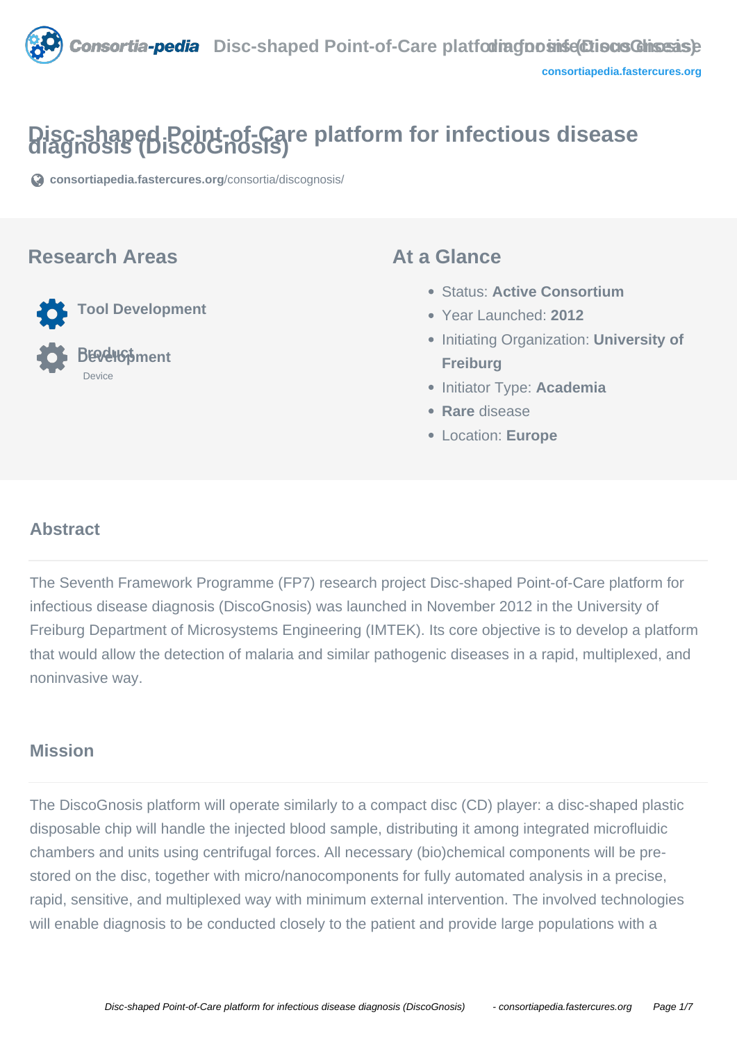# Disc-shaped Point-of-Care platform for infectious disease diagnosis (DiscoGnosis)

consortiapedia.fastercures.org/consortia/discognosis/

## Research Areas

- Tool Development
- Product Development
  - Device

## At a Glance

- Status: **Active Consortium**
- Year Launched: **2012**
- Initiating Organization: **University of Freiburg**
- Initiator Type: **Academia**
- **Rare** disease
- Location: **Europe**

## Abstract

The Seventh Framework Programme (FP7) research project Disc-shaped Point-of-Care platform for infectious disease diagnosis (DiscoGnosis) was launched in November 2012 in the University of Freiburg Department of Microsystems Engineering (IMTEK). Its core objective is to develop a platform that would allow the detection of malaria and similar pathogenic diseases in a rapid, multiplexed, and noninvasive way.

## Mission

The DiscoGnosis platform will operate similarly to a compact disc (CD) player: a disc-shaped plastic disposable chip will handle the injected blood sample, distributing it among integrated microfluidic chambers and units using centrifugal forces. All necessary (bio)chemical components will be pre-stored on the disc, together with micro/nanocomponents for fully automated analysis in a precise, rapid, sensitive, and multiplexed way with minimum external intervention. The involved technologies will enable diagnosis to be conducted closely to the patient and provide large populations with a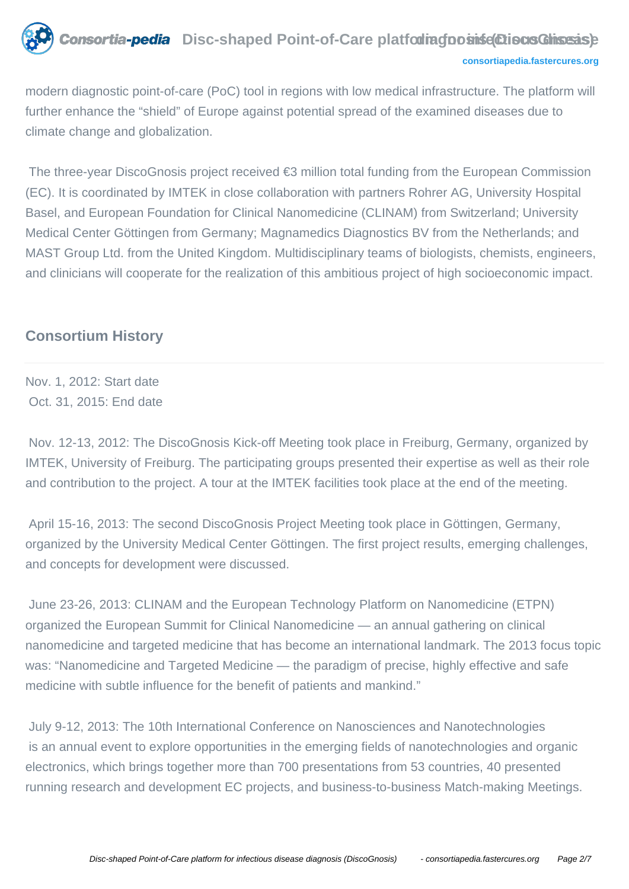modern diagnostic point-of-care (PoC) tool in regions with low medical infrastructure. The platform will further enhance the "shield" of Europe against potential spread of the examined diseases due to climate change and globalization.

The three-year DiscoGnosis project received €3 million total funding from the European Commission (EC). It is coordinated by IMTEK in close collaboration with partners Rohrer AG, University Hospital Basel, and European Foundation for Clinical Nanomedicine (CLINAM) from Switzerland; University Medical Center Göttingen from Germany; Magnamedics Diagnostics BV from the Netherlands; and MAST Group Ltd. from the United Kingdom. Multidisciplinary teams of biologists, chemists, engineers, and clinicians will cooperate for the realization of this ambitious project of high socioeconomic impact.

## Consortium History

Nov. 1, 2012: Start date
Oct. 31, 2015: End date

Nov. 12-13, 2012: The DiscoGnosis Kick-off Meeting took place in Freiburg, Germany, organized by IMTEK, University of Freiburg. The participating groups presented their expertise as well as their role and contribution to the project. A tour at the IMTEK facilities took place at the end of the meeting.

April 15-16, 2013: The second DiscoGnosis Project Meeting took place in Göttingen, Germany, organized by the University Medical Center Göttingen. The first project results, emerging challenges, and concepts for development were discussed.

June 23-26, 2013: CLINAM and the European Technology Platform on Nanomedicine (ETPN) organized the European Summit for Clinical Nanomedicine — an annual gathering on clinical nanomedicine and targeted medicine that has become an international landmark. The 2013 focus topic was: "Nanomedicine and Targeted Medicine — the paradigm of precise, highly effective and safe medicine with subtle influence for the benefit of patients and mankind."

July 9-12, 2013: The 10th International Conference on Nanosciences and Nanotechnologies is an annual event to explore opportunities in the emerging fields of nanotechnologies and organic electronics, which brings together more than 700 presentations from 53 countries, 40 presented running research and development EC projects, and business-to-business Match-making Meetings.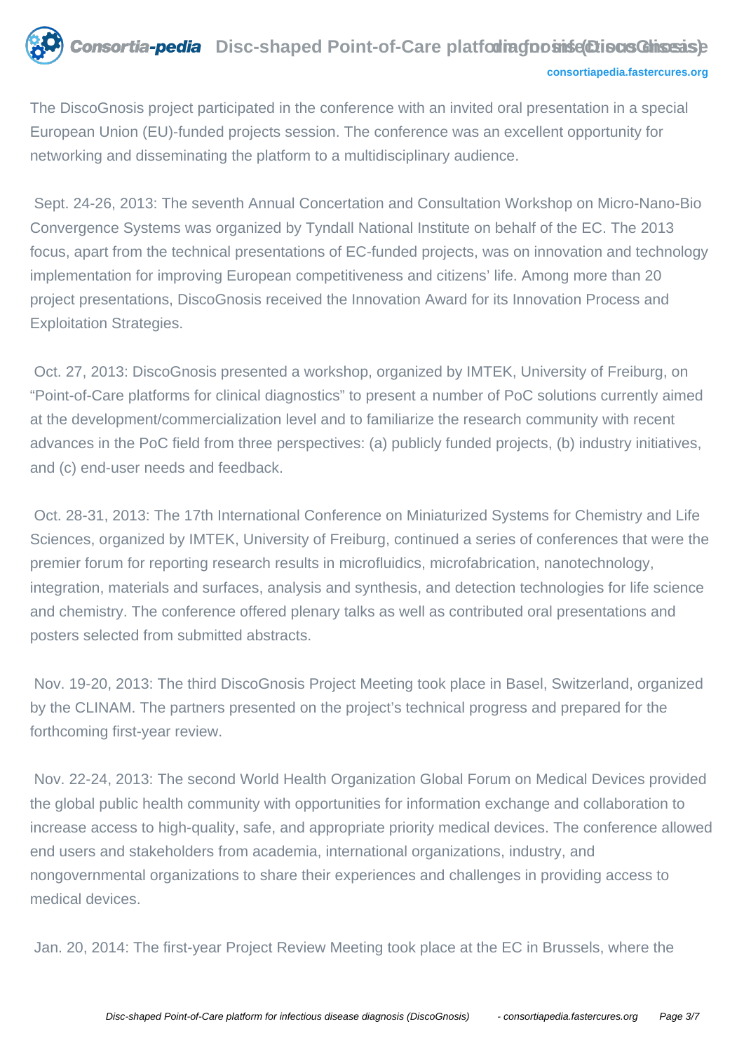The DiscoGnosis project participated in the conference with an invited oral presentation in a special European Union (EU)-funded projects session. The conference was an excellent opportunity for networking and disseminating the platform to a multidisciplinary audience.

Sept. 24-26, 2013: The seventh Annual Concertation and Consultation Workshop on Micro-Nano-Bio Convergence Systems was organized by Tyndall National Institute on behalf of the EC. The 2013 focus, apart from the technical presentations of EC-funded projects, was on innovation and technology implementation for improving European competitiveness and citizens' life. Among more than 20 project presentations, DiscoGnosis received the Innovation Award for its Innovation Process and Exploitation Strategies.

Oct. 27, 2013: DiscoGnosis presented a workshop, organized by IMTEK, University of Freiburg, on "Point-of-Care platforms for clinical diagnostics" to present a number of PoC solutions currently aimed at the development/commercialization level and to familiarize the research community with recent advances in the PoC field from three perspectives: (a) publicly funded projects, (b) industry initiatives, and (c) end-user needs and feedback.

Oct. 28-31, 2013: The 17th International Conference on Miniaturized Systems for Chemistry and Life Sciences, organized by IMTEK, University of Freiburg, continued a series of conferences that were the premier forum for reporting research results in microfluidics, microfabrication, nanotechnology, integration, materials and surfaces, analysis and synthesis, and detection technologies for life science and chemistry. The conference offered plenary talks as well as contributed oral presentations and posters selected from submitted abstracts.

Nov. 19-20, 2013: The third DiscoGnosis Project Meeting took place in Basel, Switzerland, organized by the CLINAM. The partners presented on the project's technical progress and prepared for the forthcoming first-year review.

Nov. 22-24, 2013: The second World Health Organization Global Forum on Medical Devices provided the global public health community with opportunities for information exchange and collaboration to increase access to high-quality, safe, and appropriate priority medical devices. The conference allowed end users and stakeholders from academia, international organizations, industry, and nongovernmental organizations to share their experiences and challenges in providing access to medical devices.

Jan. 20, 2014: The first-year Project Review Meeting took place at the EC in Brussels, where the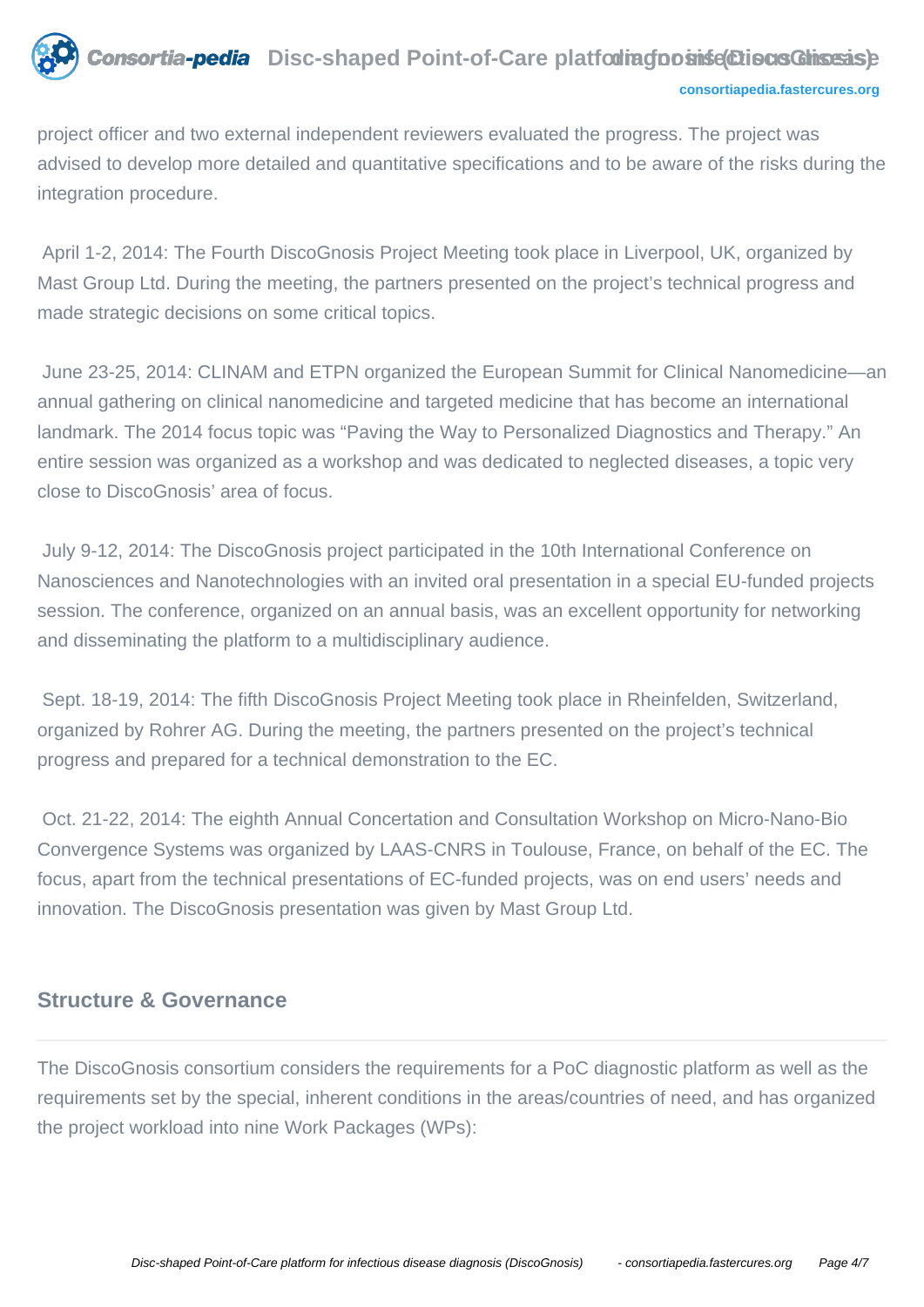project officer and two external independent reviewers evaluated the progress. The project was advised to develop more detailed and quantitative specifications and to be aware of the risks during the integration procedure.

April 1-2, 2014: The Fourth DiscoGnosis Project Meeting took place in Liverpool, UK, organized by Mast Group Ltd. During the meeting, the partners presented on the project's technical progress and made strategic decisions on some critical topics.

June 23-25, 2014: CLINAM and ETPN organized the European Summit for Clinical Nanomedicine—an annual gathering on clinical nanomedicine and targeted medicine that has become an international landmark. The 2014 focus topic was "Paving the Way to Personalized Diagnostics and Therapy." An entire session was organized as a workshop and was dedicated to neglected diseases, a topic very close to DiscoGnosis' area of focus.

July 9-12, 2014: The DiscoGnosis project participated in the 10th International Conference on Nanosciences and Nanotechnologies with an invited oral presentation in a special EU-funded projects session. The conference, organized on an annual basis, was an excellent opportunity for networking and disseminating the platform to a multidisciplinary audience.

Sept. 18-19, 2014: The fifth DiscoGnosis Project Meeting took place in Rheinfelden, Switzerland, organized by Rohrer AG. During the meeting, the partners presented on the project's technical progress and prepared for a technical demonstration to the EC.

Oct. 21-22, 2014: The eighth Annual Concertation and Consultation Workshop on Micro-Nano-Bio Convergence Systems was organized by LAAS-CNRS in Toulouse, France, on behalf of the EC. The focus, apart from the technical presentations of EC-funded projects, was on end users' needs and innovation. The DiscoGnosis presentation was given by Mast Group Ltd.

## Structure & Governance

The DiscoGnosis consortium considers the requirements for a PoC diagnostic platform as well as the requirements set by the special, inherent conditions in the areas/countries of need, and has organized the project workload into nine Work Packages (WPs):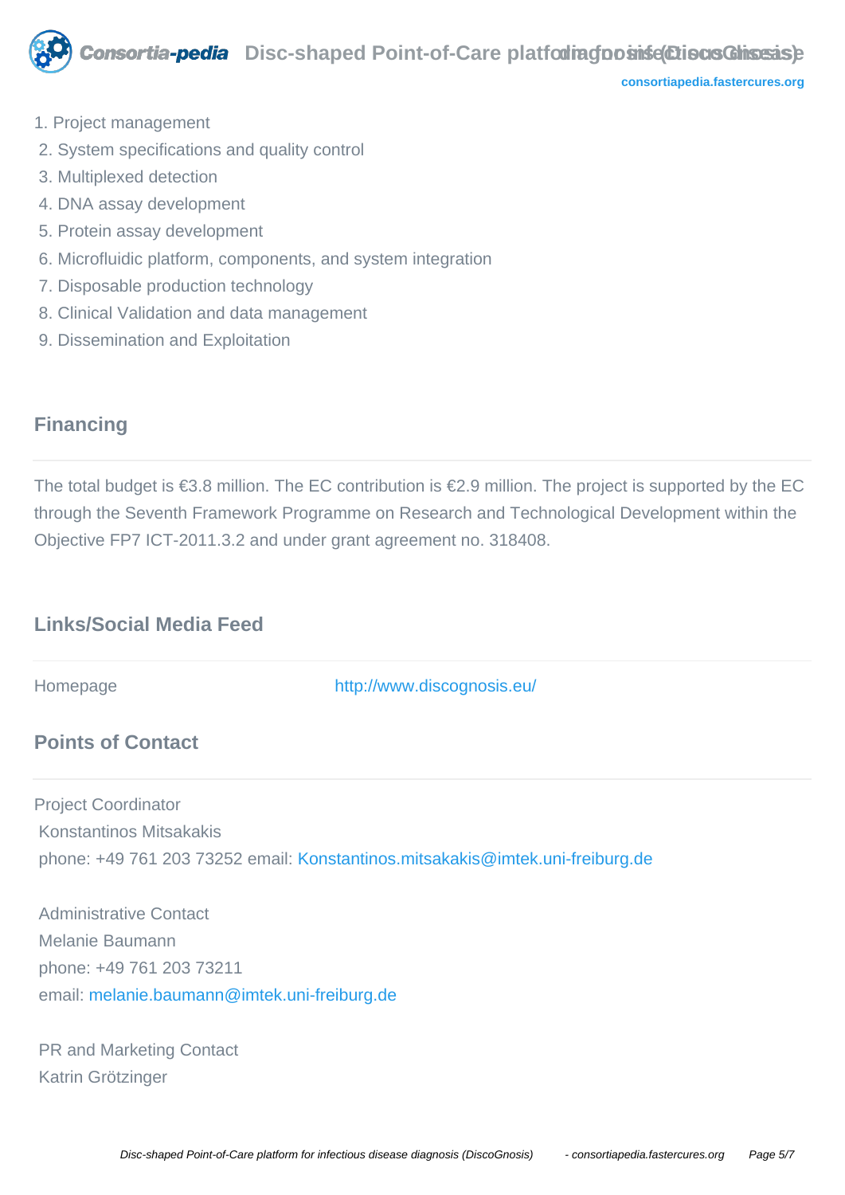1. Project management
2. System specifications and quality control
3. Multiplexed detection
4. DNA assay development
5. Protein assay development
6. Microfluidic platform, components, and system integration
7. Disposable production technology
8. Clinical Validation and data management
9. Dissemination and Exploitation

## Financing

The total budget is €3.8 million. The EC contribution is €2.9 million. The project is supported by the EC through the Seventh Framework Programme on Research and Technological Development within the Objective FP7 ICT-2011.3.2 and under grant agreement no. 318408.

## Links/Social Media Feed

| Homepage | http://www.discognosis.eu/ |
| --- | --- |

## Points of Contact

Project Coordinator
Konstantinos Mitsakakis
phone: +49 761 203 73252 email: Konstantinos.mitsakakis@imtek.uni-freiburg.de

Administrative Contact
Melanie Baumann
phone: +49 761 203 73211
email: melanie.baumann@imtek.uni-freiburg.de

PR and Marketing Contact
Katrin Grötzinger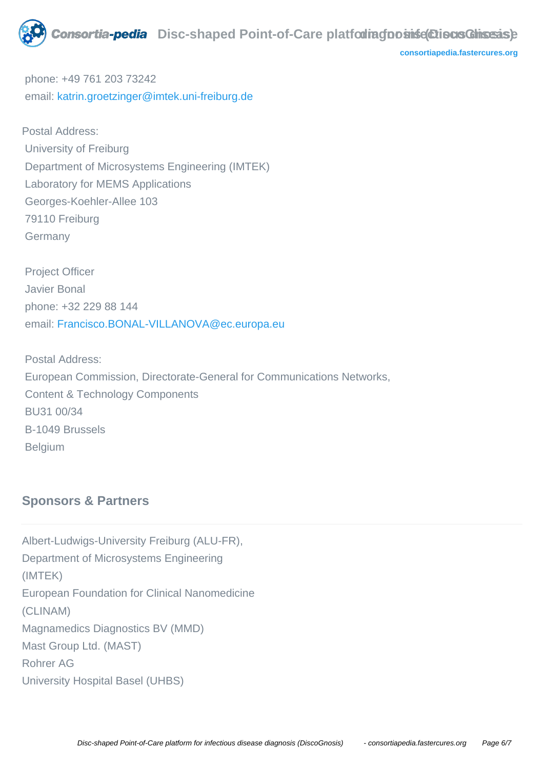phone: +49 761 203 73242
email: katrin.groetzinger@imtek.uni-freiburg.de

Postal Address:
University of Freiburg
Department of Microsystems Engineering (IMTEK)
Laboratory for MEMS Applications
Georges-Koehler-Allee 103
79110 Freiburg
Germany

Project Officer
Javier Bonal
phone: +32 229 88 144
email: Francisco.BONAL-VILLANOVA@ec.europa.eu

Postal Address:
European Commission, Directorate-General for Communications Networks, Content & Technology Components
BU31 00/34
B-1049 Brussels
Belgium

## Sponsors & Partners

Albert-Ludwigs-University Freiburg (ALU-FR), Department of Microsystems Engineering (IMTEK)
European Foundation for Clinical Nanomedicine (CLINAM)
Magnamedics Diagnostics BV (MMD)
Mast Group Ltd. (MAST)
Rohrer AG
University Hospital Basel (UHBS)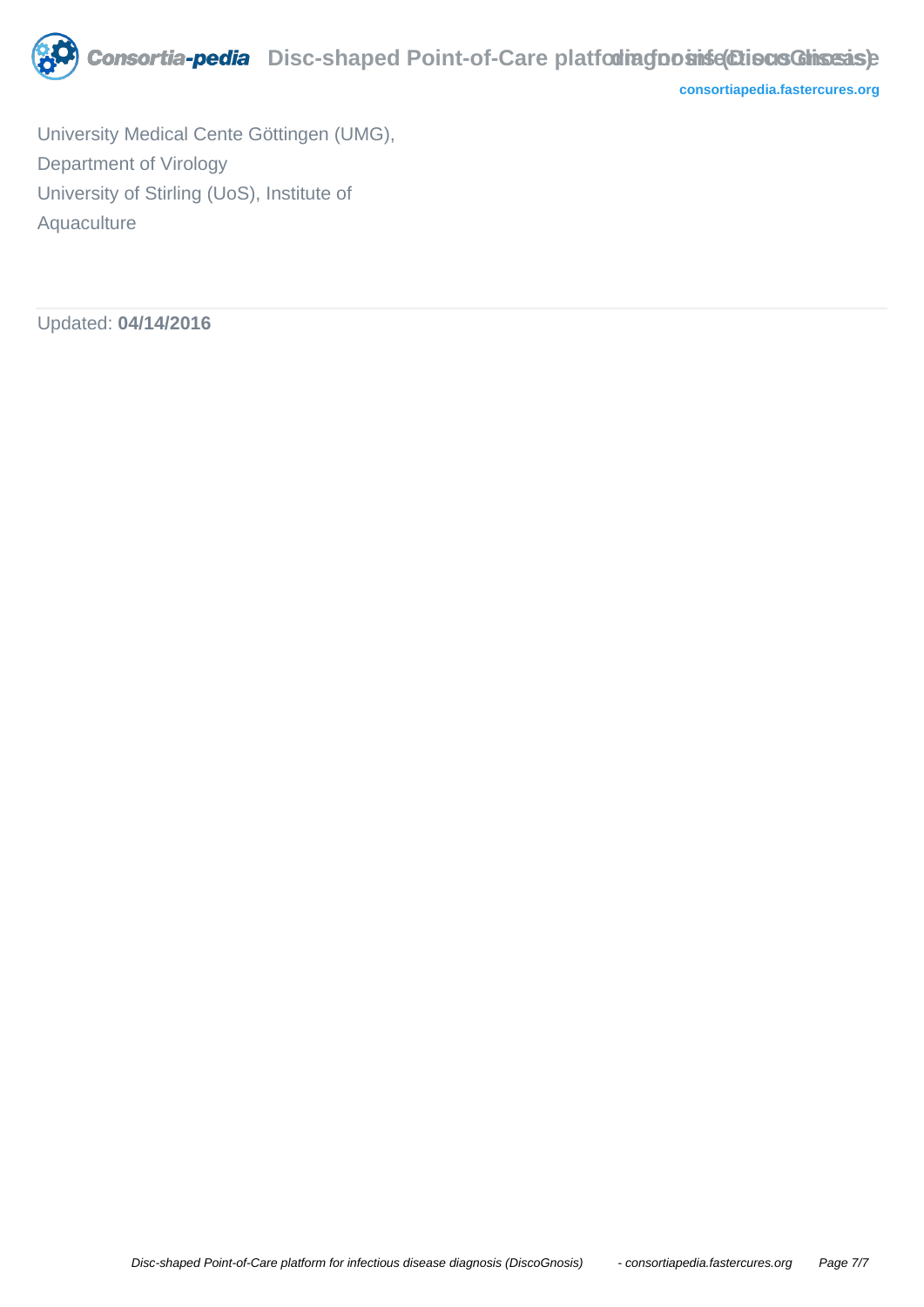University Medical Cente Göttingen (UMG), Department of Virology
University of Stirling (UoS), Institute of Aquaculture

Updated: **04/14/2016**